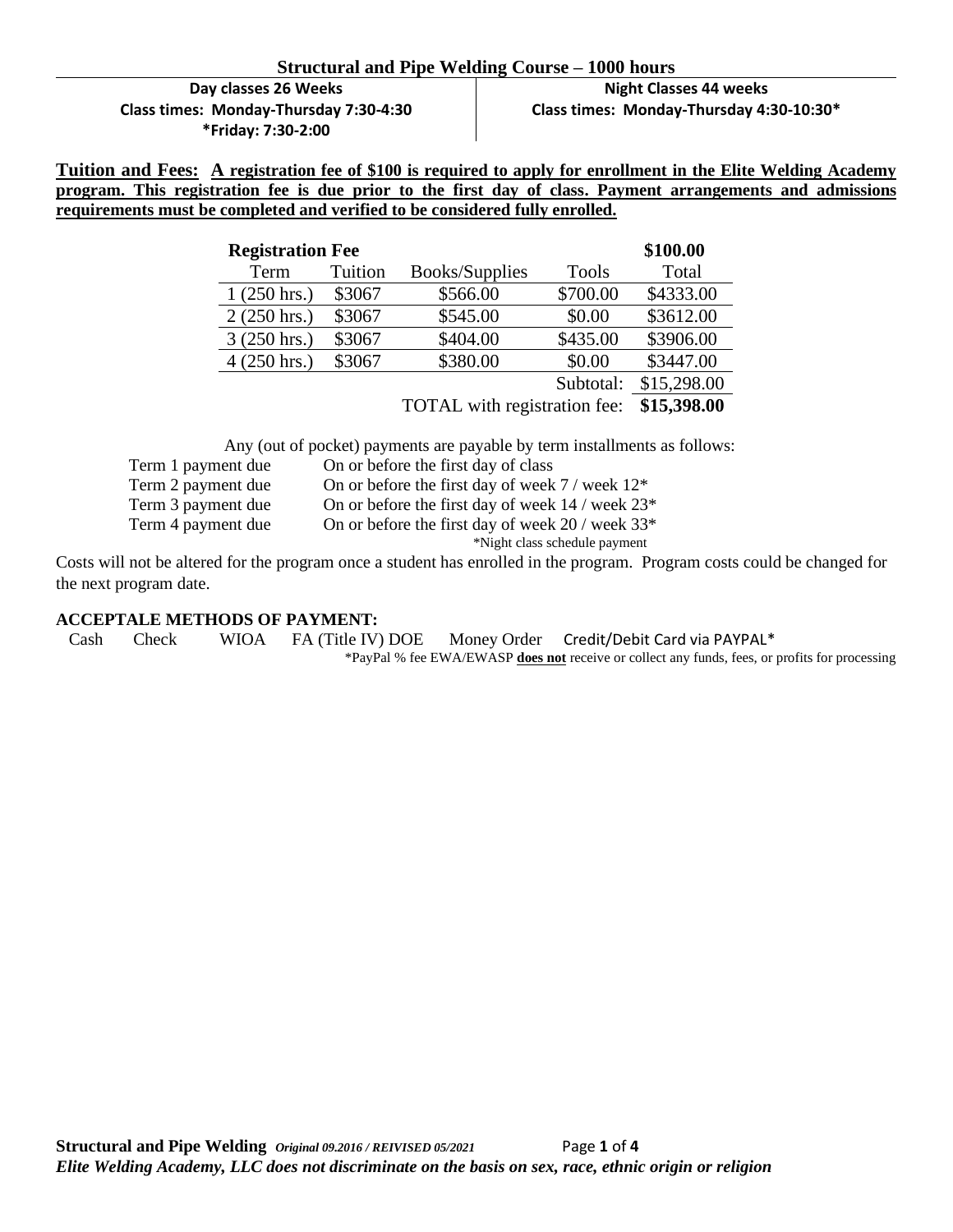# Structural and Pipe Welding Course – 1000 hours

| Day classes 26 Weeks | Night Classes 44 weeks |
|---|---|
| Class times: Monday-Thursday 7:30-4:30 | Class times: Monday-Thursday 4:30-10:30* |
| *Friday: 7:30-2:00 | |

**Tuition and Fees:** **A registration fee of $100 is required to apply for enrollment in the Elite Welding Academy program. This registration fee is due prior to the first day of class. Payment arrangements and admissions requirements must be completed and verified to be considered fully enrolled.**

| **Registration Fee** | | | | **$100.00** |
|---|---|---|---|---|
| Term | Tuition | Books/Supplies | Tools | Total |
| 1 (250 hrs.) | $3067 | $566.00 | $700.00 | $4333.00 |
| 2 (250 hrs.) | $3067 | $545.00 | $0.00 | $3612.00 |
| 3 (250 hrs.) | $3067 | $404.00 | $435.00 | $3906.00 |
| 4 (250 hrs.) | $3067 | $380.00 | $0.00 | $3447.00 |
| | | | Subtotal: | $15,298.00 |
| | | TOTAL with registration fee: | | **$15,398.00** |

Any (out of pocket) payments are payable by term installments as follows:

| | |
|---|---|
| Term 1 payment due | On or before the first day of class |
| Term 2 payment due | On or before the first day of week 7 / week 12* |
| Term 3 payment due | On or before the first day of week 14 / week 23* |
| Term 4 payment due | On or before the first day of week 20 / week 33* |

*Night class schedule payment

Costs will not be altered for the program once a student has enrolled in the program. Program costs could be changed for the next program date.

**ACCEPTALE METHODS OF PAYMENT:**

Cash    Check    WIOA    FA (Title IV) DOE    Money Order    Credit/Debit Card via PAYPAL*

*PayPal % fee EWA/EWASP **does not** receive or collect any funds, fees, or profits for processing

*Elite Welding Academy, LLC does not discriminate on the basis on sex, race, ethnic origin or religion*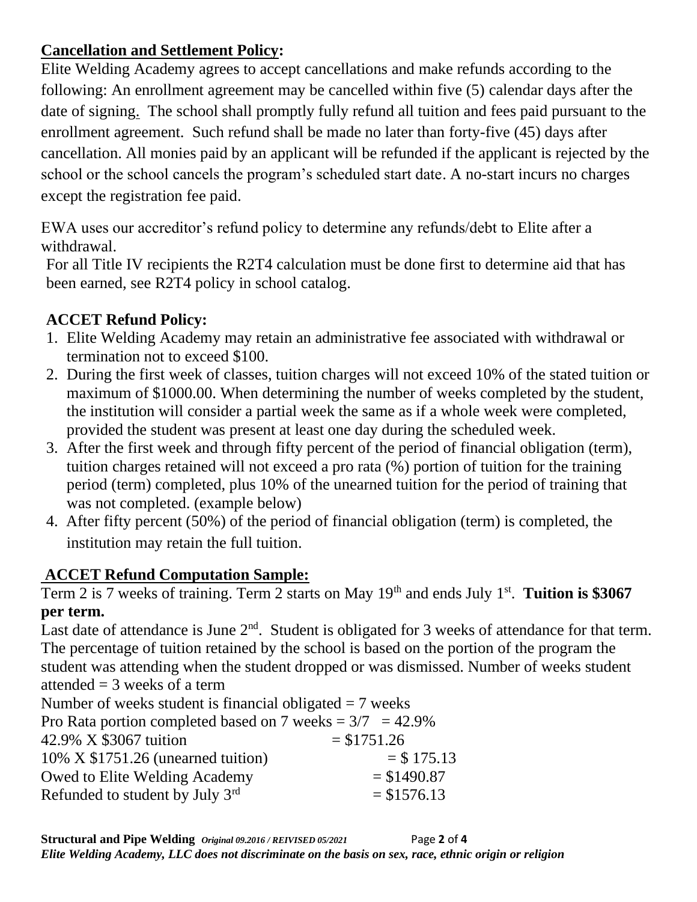## Cancellation and Settlement Policy:

Elite Welding Academy agrees to accept cancellations and make refunds according to the following: An enrollment agreement may be cancelled within five (5) calendar days after the date of signing. The school shall promptly fully refund all tuition and fees paid pursuant to the enrollment agreement. Such refund shall be made no later than forty-five (45) days after cancellation. All monies paid by an applicant will be refunded if the applicant is rejected by the school or the school cancels the program's scheduled start date. A no-start incurs no charges except the registration fee paid.

EWA uses our accreditor's refund policy to determine any refunds/debt to Elite after a withdrawal.

For all Title IV recipients the R2T4 calculation must be done first to determine aid that has been earned, see R2T4 policy in school catalog.

### ACCET Refund Policy:

1. Elite Welding Academy may retain an administrative fee associated with withdrawal or termination not to exceed $100.
2. During the first week of classes, tuition charges will not exceed 10% of the stated tuition or maximum of $1000.00. When determining the number of weeks completed by the student, the institution will consider a partial week the same as if a whole week were completed, provided the student was present at least one day during the scheduled week.
3. After the first week and through fifty percent of the period of financial obligation (term), tuition charges retained will not exceed a pro rata (%) portion of tuition for the training period (term) completed, plus 10% of the unearned tuition for the period of training that was not completed. (example below)
4. After fifty percent (50%) of the period of financial obligation (term) is completed, the institution may retain the full tuition.

### ACCET Refund Computation Sample:

Term 2 is 7 weeks of training. Term 2 starts on May 19th and ends July 1st. **Tuition is $3067 per term.**

Last date of attendance is June 2nd. Student is obligated for 3 weeks of attendance for that term. The percentage of tuition retained by the school is based on the portion of the program the student was attending when the student dropped or was dismissed. Number of weeks student attended = 3 weeks of a term

Number of weeks student is financial obligated = 7 weeks

Pro Rata portion completed based on 7 weeks = 3/7 = 42.9%

42.9% X $3067 tuition = $1751.26

10% X $1751.26 (unearned tuition) = $ 175.13

Owed to Elite Welding Academy = $1490.87

Refunded to student by July 3rd = $1576.13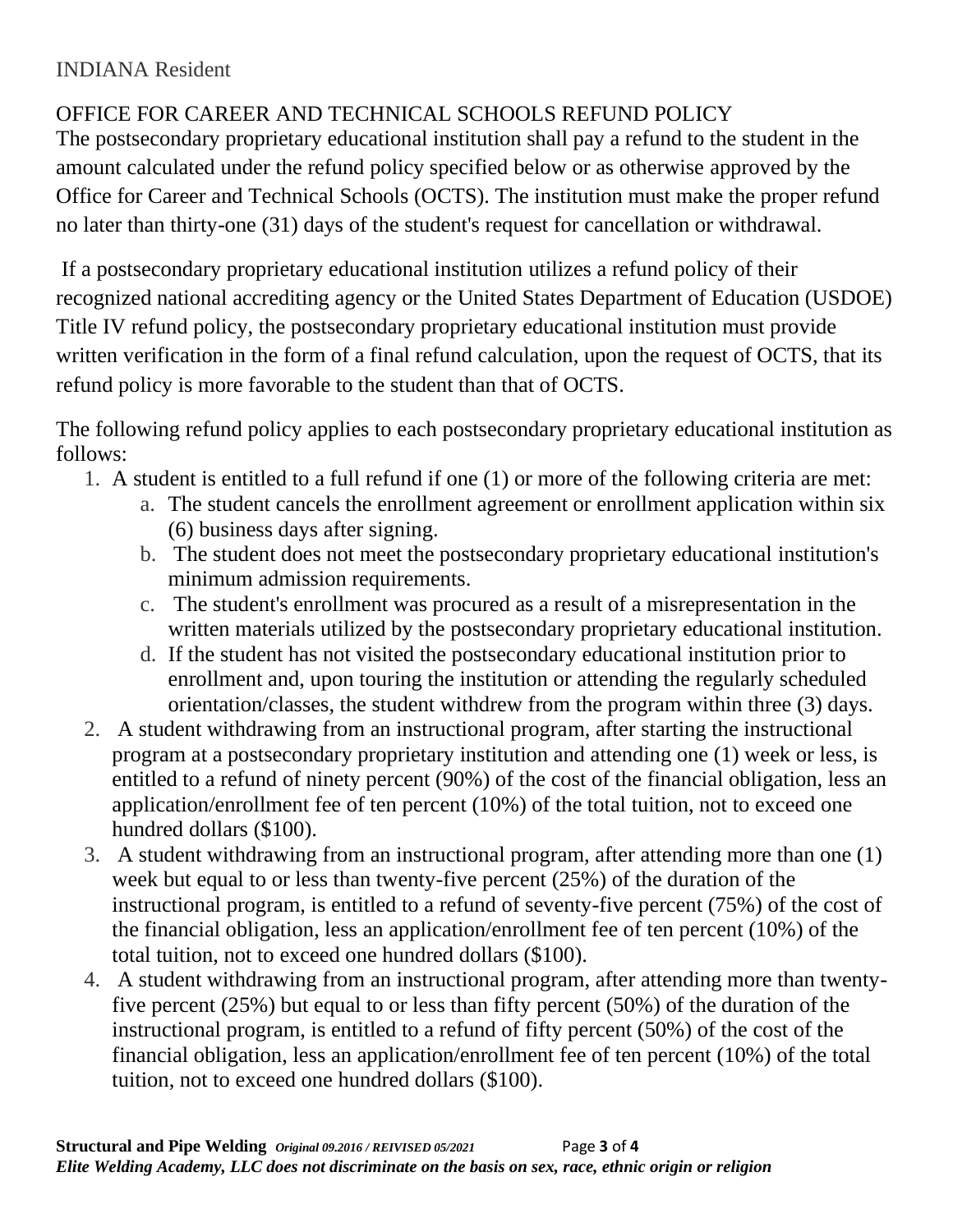INDIANA Resident

## OFFICE FOR CAREER AND TECHNICAL SCHOOLS REFUND POLICY

The postsecondary proprietary educational institution shall pay a refund to the student in the amount calculated under the refund policy specified below or as otherwise approved by the Office for Career and Technical Schools (OCTS). The institution must make the proper refund no later than thirty-one (31) days of the student's request for cancellation or withdrawal.

If a postsecondary proprietary educational institution utilizes a refund policy of their recognized national accrediting agency or the United States Department of Education (USDOE) Title IV refund policy, the postsecondary proprietary educational institution must provide written verification in the form of a final refund calculation, upon the request of OCTS, that its refund policy is more favorable to the student than that of OCTS.

The following refund policy applies to each postsecondary proprietary educational institution as follows:

1. A student is entitled to a full refund if one (1) or more of the following criteria are met:
   a. The student cancels the enrollment agreement or enrollment application within six (6) business days after signing.
   b. The student does not meet the postsecondary proprietary educational institution's minimum admission requirements.
   c. The student's enrollment was procured as a result of a misrepresentation in the written materials utilized by the postsecondary proprietary educational institution.
   d. If the student has not visited the postsecondary educational institution prior to enrollment and, upon touring the institution or attending the regularly scheduled orientation/classes, the student withdrew from the program within three (3) days.
2. A student withdrawing from an instructional program, after starting the instructional program at a postsecondary proprietary institution and attending one (1) week or less, is entitled to a refund of ninety percent (90%) of the cost of the financial obligation, less an application/enrollment fee of ten percent (10%) of the total tuition, not to exceed one hundred dollars ($100).
3. A student withdrawing from an instructional program, after attending more than one (1) week but equal to or less than twenty-five percent (25%) of the duration of the instructional program, is entitled to a refund of seventy-five percent (75%) of the cost of the financial obligation, less an application/enrollment fee of ten percent (10%) of the total tuition, not to exceed one hundred dollars ($100).
4. A student withdrawing from an instructional program, after attending more than twenty-five percent (25%) but equal to or less than fifty percent (50%) of the duration of the instructional program, is entitled to a refund of fifty percent (50%) of the cost of the financial obligation, less an application/enrollment fee of ten percent (10%) of the total tuition, not to exceed one hundred dollars ($100).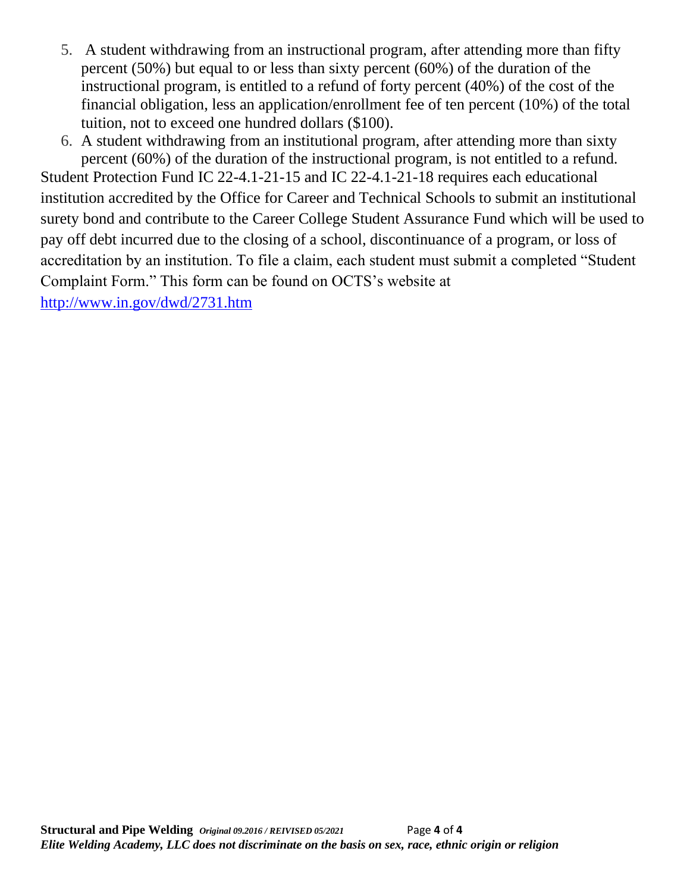5. A student withdrawing from an instructional program, after attending more than fifty percent (50%) but equal to or less than sixty percent (60%) of the duration of the instructional program, is entitled to a refund of forty percent (40%) of the cost of the financial obligation, less an application/enrollment fee of ten percent (10%) of the total tuition, not to exceed one hundred dollars ($100).
6. A student withdrawing from an institutional program, after attending more than sixty percent (60%) of the duration of the instructional program, is not entitled to a refund.

Student Protection Fund IC 22-4.1-21-15 and IC 22-4.1-21-18 requires each educational institution accredited by the Office for Career and Technical Schools to submit an institutional surety bond and contribute to the Career College Student Assurance Fund which will be used to pay off debt incurred due to the closing of a school, discontinuance of a program, or loss of accreditation by an institution. To file a claim, each student must submit a completed "Student Complaint Form." This form can be found on OCTS's website at http://www.in.gov/dwd/2731.htm

**Structural and Pipe Welding** ***Original 09.2016 / REIVISED 05/2021***

***Elite Welding Academy, LLC does not discriminate on the basis on sex, race, ethnic origin or religion***